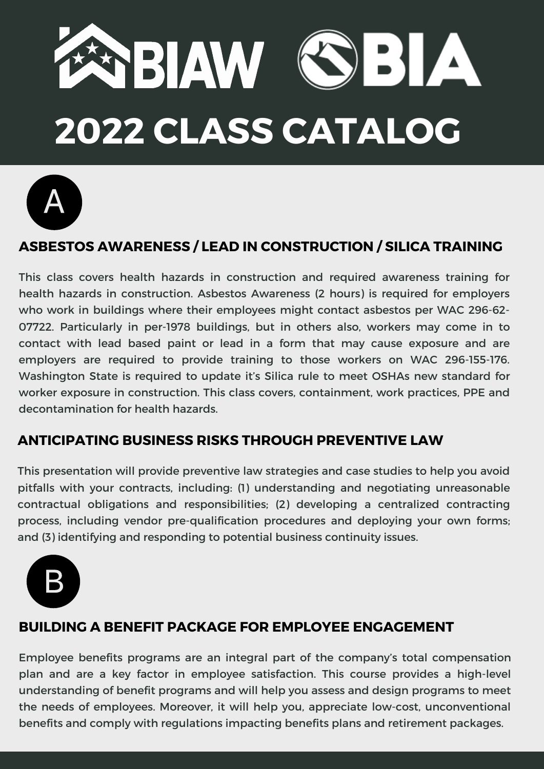# BIAW OBIA

# 2022 CLASS CATALOG

## A

### ASBESTOS AWARENESS / LEAD IN CONSTRUCTION / SILICA TRAINING

This class covers health hazards in construction and required awareness training for health hazards in construction. Asbestos Awareness (2 hours) is required for employers who work in buildings where their employees might contact asbestos per WAC 296-62-07722. Particularly in per-1978 buildings, but in others also, workers may come in to contact with lead based paint or lead in a form that may cause exposure and are employers are required to provide training to those workers on WAC 296-155-176. Washington State is required to update it's Silica rule to meet OSHAs new standard for worker exposure in construction. This class covers, containment, work practices, PPE and decontamination for health hazards.

### ANTICIPATING BUSINESS RISKS THROUGH PREVENTIVE LAW

This presentation will provide preventive law strategies and case studies to help you avoid pitfalls with your contracts, including: (1) understanding and negotiating unreasonable contractual obligations and responsibilities; (2) developing a centralized contracting process, including vendor pre-qualification procedures and deploying your own forms; and (3) identifying and responding to potential business continuity issues.

## B

### BUILDING A BENEFIT PACKAGE FOR EMPLOYEE ENGAGEMENT

Employee benefits programs are an integral part of the company's total compensation plan and are a key factor in employee satisfaction. This course provides a high-level understanding of benefit programs and will help you assess and design programs to meet the needs of employees. Moreover, it will help you, appreciate low-cost, unconventional benefits and comply with regulations impacting benefits plans and retirement packages.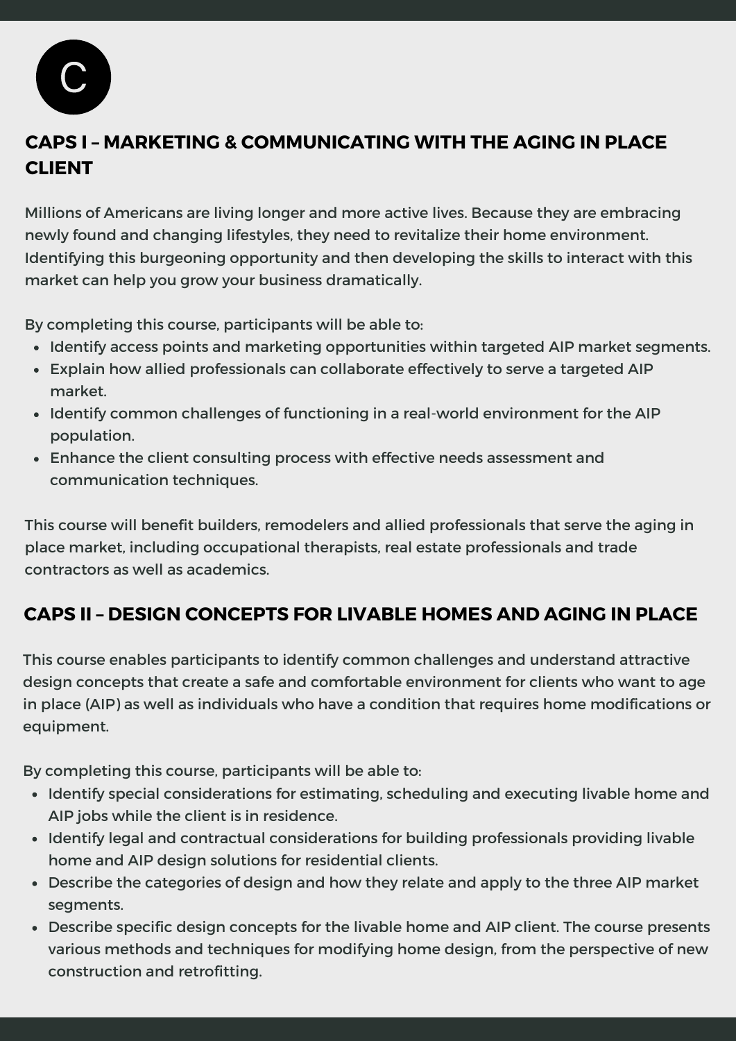C

## CAPS I – MARKETING & COMMUNICATING WITH THE AGING IN PLACE CLIENT

Millions of Americans are living longer and more active lives. Because they are embracing newly found and changing lifestyles, they need to revitalize their home environment. Identifying this burgeoning opportunity and then developing the skills to interact with this market can help you grow your business dramatically.

By completing this course, participants will be able to:

- Identify access points and marketing opportunities within targeted AIP market segments.
- Explain how allied professionals can collaborate effectively to serve a targeted AIP market.
- Identify common challenges of functioning in a real-world environment for the AIP population.
- Enhance the client consulting process with effective needs assessment and communication techniques.

This course will benefit builders, remodelers and allied professionals that serve the aging in place market, including occupational therapists, real estate professionals and trade contractors as well as academics.

## CAPS II – DESIGN CONCEPTS FOR LIVABLE HOMES AND AGING IN PLACE

This course enables participants to identify common challenges and understand attractive design concepts that create a safe and comfortable environment for clients who want to age in place (AIP) as well as individuals who have a condition that requires home modifications or equipment.

By completing this course, participants will be able to:

- Identify special considerations for estimating, scheduling and executing livable home and AIP jobs while the client is in residence.
- Identify legal and contractual considerations for building professionals providing livable home and AIP design solutions for residential clients.
- Describe the categories of design and how they relate and apply to the three AIP market segments.
- Describe specific design concepts for the livable home and AIP client. The course presents various methods and techniques for modifying home design, from the perspective of new construction and retrofitting.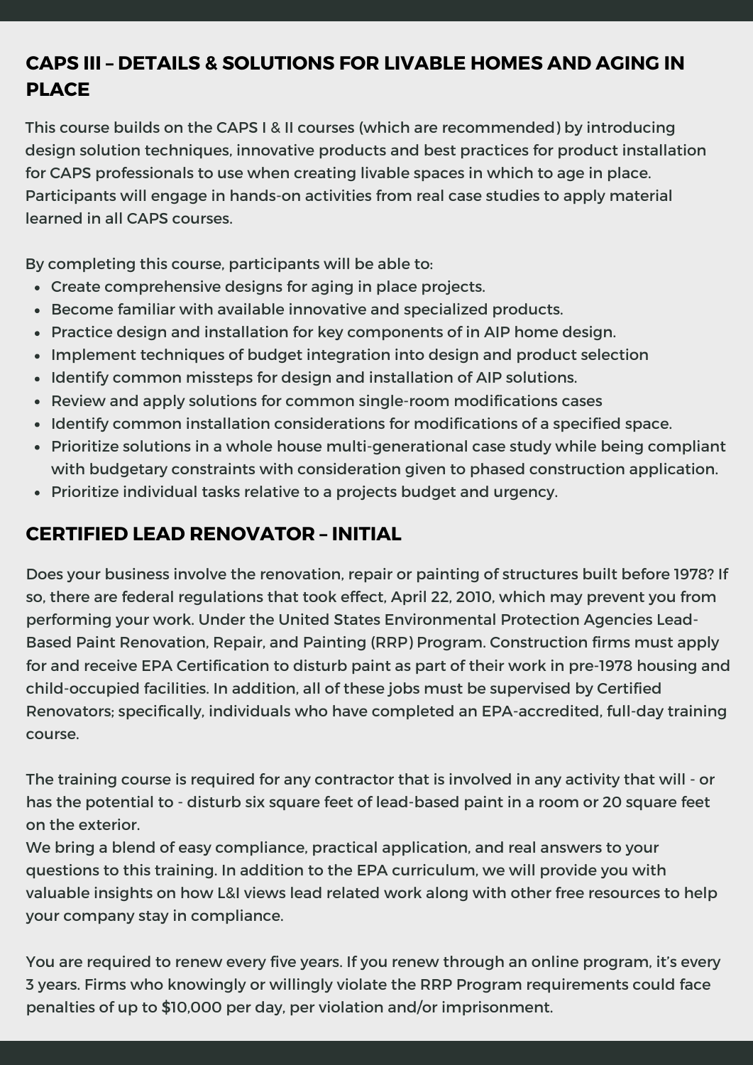## CAPS III – DETAILS & SOLUTIONS FOR LIVABLE HOMES AND AGING IN PLACE

This course builds on the CAPS I & II courses (which are recommended) by introducing design solution techniques, innovative products and best practices for product installation for CAPS professionals to use when creating livable spaces in which to age in place. Participants will engage in hands-on activities from real case studies to apply material learned in all CAPS courses.

By completing this course, participants will be able to:

- Create comprehensive designs for aging in place projects.
- Become familiar with available innovative and specialized products.
- Practice design and installation for key components of in AIP home design.
- Implement techniques of budget integration into design and product selection
- Identify common missteps for design and installation of AIP solutions.
- Review and apply solutions for common single-room modifications cases
- Identify common installation considerations for modifications of a specified space.
- Prioritize solutions in a whole house multi-generational case study while being compliant with budgetary constraints with consideration given to phased construction application.
- Prioritize individual tasks relative to a projects budget and urgency.

## CERTIFIED LEAD RENOVATOR – INITIAL

Does your business involve the renovation, repair or painting of structures built before 1978? If so, there are federal regulations that took effect, April 22, 2010, which may prevent you from performing your work. Under the United States Environmental Protection Agencies Lead-Based Paint Renovation, Repair, and Painting (RRP) Program. Construction firms must apply for and receive EPA Certification to disturb paint as part of their work in pre-1978 housing and child-occupied facilities. In addition, all of these jobs must be supervised by Certified Renovators; specifically, individuals who have completed an EPA-accredited, full-day training course.

The training course is required for any contractor that is involved in any activity that will - or has the potential to - disturb six square feet of lead-based paint in a room or 20 square feet on the exterior.
We bring a blend of easy compliance, practical application, and real answers to your questions to this training. In addition to the EPA curriculum, we will provide you with valuable insights on how L&I views lead related work along with other free resources to help your company stay in compliance.

You are required to renew every five years. If you renew through an online program, it's every 3 years. Firms who knowingly or willingly violate the RRP Program requirements could face penalties of up to $10,000 per day, per violation and/or imprisonment.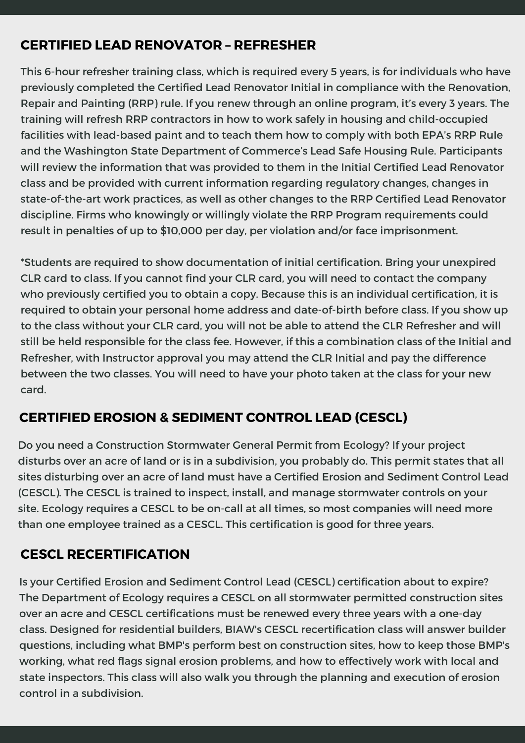## CERTIFIED LEAD RENOVATOR – REFRESHER

This 6-hour refresher training class, which is required every 5 years, is for individuals who have previously completed the Certified Lead Renovator Initial in compliance with the Renovation, Repair and Painting (RRP) rule. If you renew through an online program, it's every 3 years. The training will refresh RRP contractors in how to work safely in housing and child-occupied facilities with lead-based paint and to teach them how to comply with both EPA's RRP Rule and the Washington State Department of Commerce's Lead Safe Housing Rule. Participants will review the information that was provided to them in the Initial Certified Lead Renovator class and be provided with current information regarding regulatory changes, changes in state-of-the-art work practices, as well as other changes to the RRP Certified Lead Renovator discipline. Firms who knowingly or willingly violate the RRP Program requirements could result in penalties of up to $10,000 per day, per violation and/or face imprisonment.

*Students are required to show documentation of initial certification. Bring your unexpired CLR card to class. If you cannot find your CLR card, you will need to contact the company who previously certified you to obtain a copy. Because this is an individual certification, it is required to obtain your personal home address and date-of-birth before class. If you show up to the class without your CLR card, you will not be able to attend the CLR Refresher and will still be held responsible for the class fee. However, if this a combination class of the Initial and Refresher, with Instructor approval you may attend the CLR Initial and pay the difference between the two classes. You will need to have your photo taken at the class for your new card.

## CERTIFIED EROSION & SEDIMENT CONTROL LEAD (CESCL)

Do you need a Construction Stormwater General Permit from Ecology? If your project disturbs over an acre of land or is in a subdivision, you probably do. This permit states that all sites disturbing over an acre of land must have a Certified Erosion and Sediment Control Lead (CESCL). The CESCL is trained to inspect, install, and manage stormwater controls on your site. Ecology requires a CESCL to be on-call at all times, so most companies will need more than one employee trained as a CESCL. This certification is good for three years.

## CESCL RECERTIFICATION

Is your Certified Erosion and Sediment Control Lead (CESCL) certification about to expire? The Department of Ecology requires a CESCL on all stormwater permitted construction sites over an acre and CESCL certifications must be renewed every three years with a one-day class. Designed for residential builders, BIAW's CESCL recertification class will answer builder questions, including what BMP's perform best on construction sites, how to keep those BMP's working, what red flags signal erosion problems, and how to effectively work with local and state inspectors. This class will also walk you through the planning and execution of erosion control in a subdivision.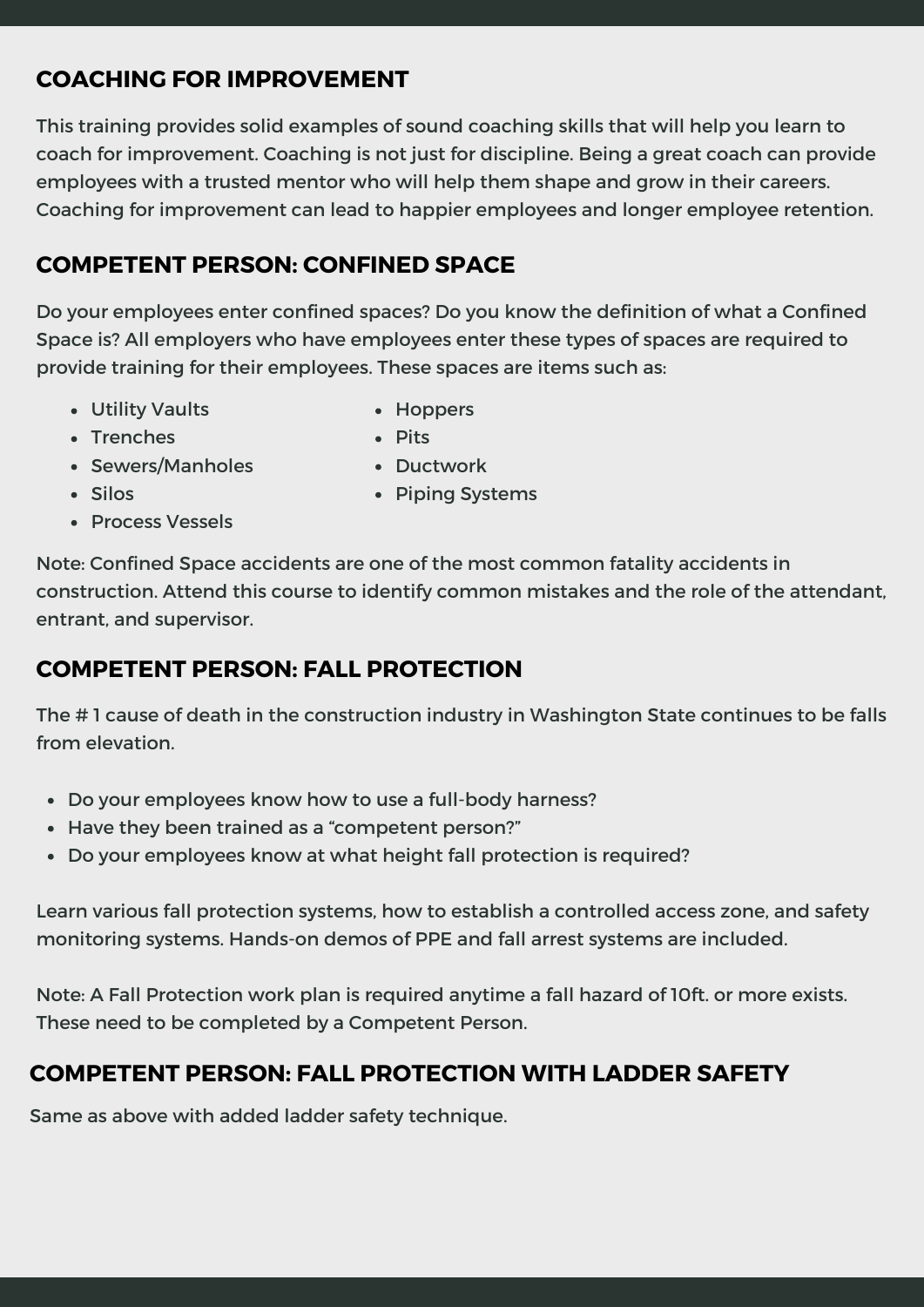## COACHING FOR IMPROVEMENT

This training provides solid examples of sound coaching skills that will help you learn to coach for improvement. Coaching is not just for discipline. Being a great coach can provide employees with a trusted mentor who will help them shape and grow in their careers. Coaching for improvement can lead to happier employees and longer employee retention.

## COMPETENT PERSON: CONFINED SPACE

Do your employees enter confined spaces? Do you know the definition of what a Confined Space is? All employers who have employees enter these types of spaces are required to provide training for their employees. These spaces are items such as:

- Utility Vaults
- Trenches
- Sewers/Manholes
- Silos
- Process Vessels
- Hoppers
- Pits
- Ductwork
- Piping Systems

Note: Confined Space accidents are one of the most common fatality accidents in construction. Attend this course to identify common mistakes and the role of the attendant, entrant, and supervisor.

## COMPETENT PERSON: FALL PROTECTION

The # 1 cause of death in the construction industry in Washington State continues to be falls from elevation.

- Do your employees know how to use a full-body harness?
- Have they been trained as a “competent person?”
- Do your employees know at what height fall protection is required?

Learn various fall protection systems, how to establish a controlled access zone, and safety monitoring systems. Hands-on demos of PPE and fall arrest systems are included.

Note: A Fall Protection work plan is required anytime a fall hazard of 10ft. or more exists. These need to be completed by a Competent Person.

## COMPETENT PERSON: FALL PROTECTION WITH LADDER SAFETY

Same as above with added ladder safety technique.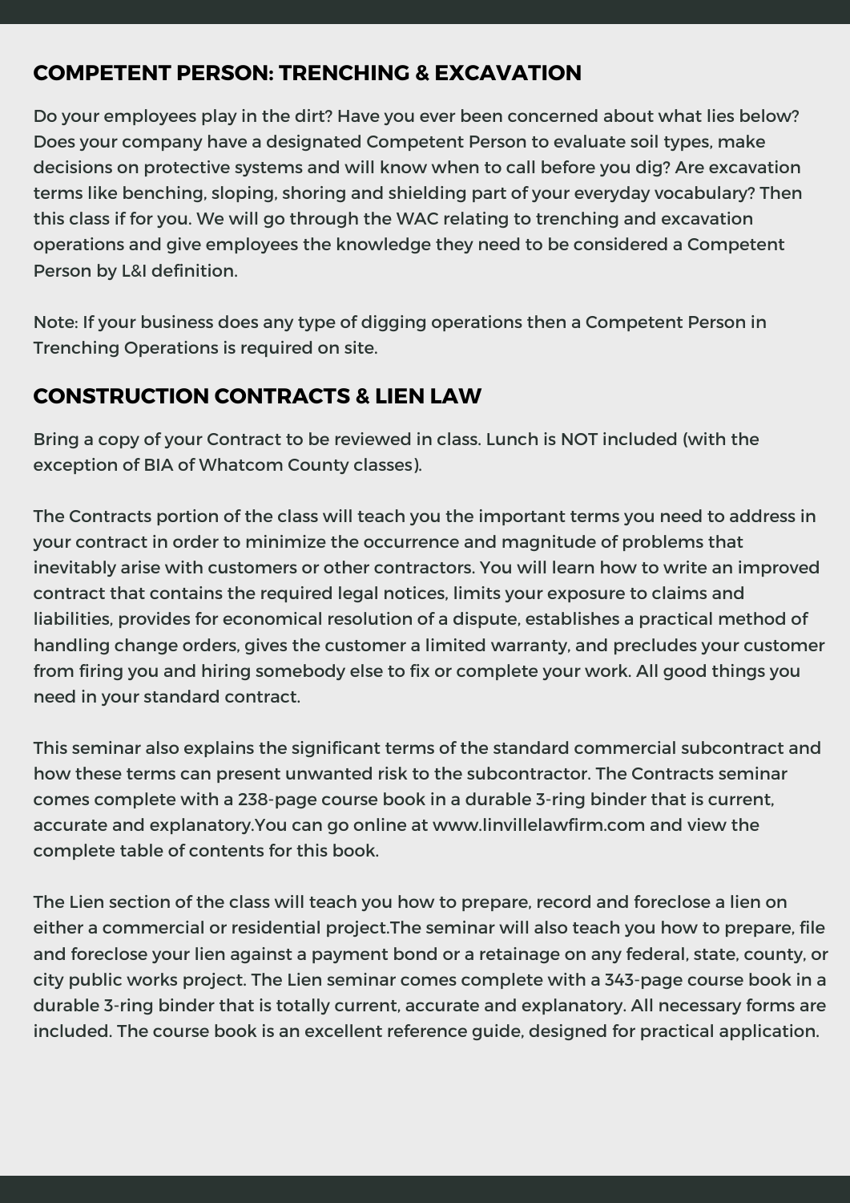## COMPETENT PERSON: TRENCHING & EXCAVATION

Do your employees play in the dirt? Have you ever been concerned about what lies below? Does your company have a designated Competent Person to evaluate soil types, make decisions on protective systems and will know when to call before you dig? Are excavation terms like benching, sloping, shoring and shielding part of your everyday vocabulary? Then this class if for you. We will go through the WAC relating to trenching and excavation operations and give employees the knowledge they need to be considered a Competent Person by L&I definition.

Note: If your business does any type of digging operations then a Competent Person in Trenching Operations is required on site.

## CONSTRUCTION CONTRACTS & LIEN LAW

Bring a copy of your Contract to be reviewed in class. Lunch is NOT included (with the exception of BIA of Whatcom County classes).

The Contracts portion of the class will teach you the important terms you need to address in your contract in order to minimize the occurrence and magnitude of problems that inevitably arise with customers or other contractors. You will learn how to write an improved contract that contains the required legal notices, limits your exposure to claims and liabilities, provides for economical resolution of a dispute, establishes a practical method of handling change orders, gives the customer a limited warranty, and precludes your customer from firing you and hiring somebody else to fix or complete your work. All good things you need in your standard contract.

This seminar also explains the significant terms of the standard commercial subcontract and how these terms can present unwanted risk to the subcontractor. The Contracts seminar comes complete with a 238-page course book in a durable 3-ring binder that is current, accurate and explanatory.You can go online at www.linvillelawfirm.com and view the complete table of contents for this book.

The Lien section of the class will teach you how to prepare, record and foreclose a lien on either a commercial or residential project.The seminar will also teach you how to prepare, file and foreclose your lien against a payment bond or a retainage on any federal, state, county, or city public works project. The Lien seminar comes complete with a 343-page course book in a durable 3-ring binder that is totally current, accurate and explanatory. All necessary forms are included. The course book is an excellent reference guide, designed for practical application.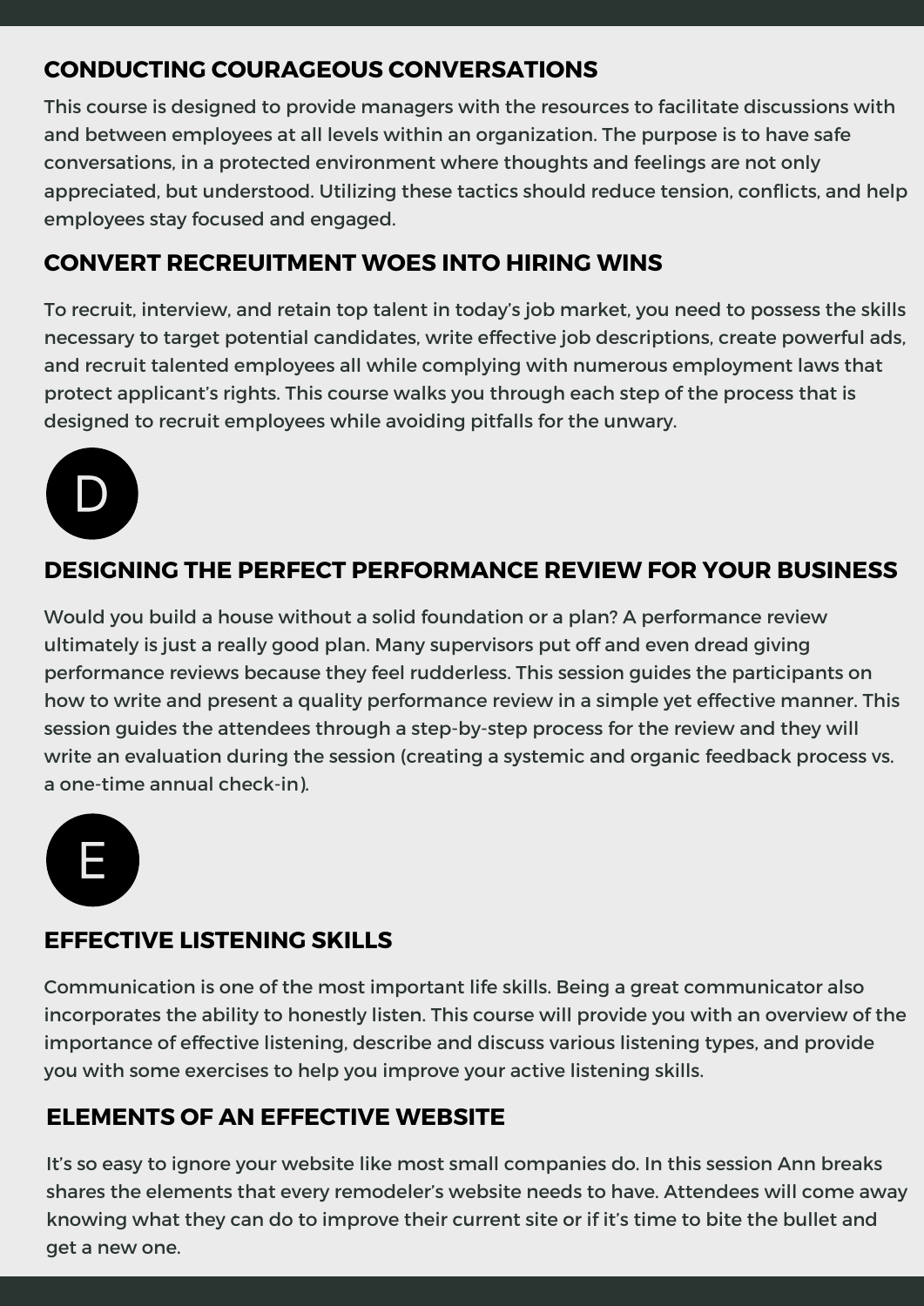## CONDUCTING COURAGEOUS CONVERSATIONS

This course is designed to provide managers with the resources to facilitate discussions with and between employees at all levels within an organization. The purpose is to have safe conversations, in a protected environment where thoughts and feelings are not only appreciated, but understood. Utilizing these tactics should reduce tension, conflicts, and help employees stay focused and engaged.

## CONVERT RECREUITMENT WOES INTO HIRING WINS

To recruit, interview, and retain top talent in today's job market, you need to possess the skills necessary to target potential candidates, write effective job descriptions, create powerful ads, and recruit talented employees all while complying with numerous employment laws that protect applicant's rights. This course walks you through each step of the process that is designed to recruit employees while avoiding pitfalls for the unwary.

# D

## DESIGNING THE PERFECT PERFORMANCE REVIEW FOR YOUR BUSINESS

Would you build a house without a solid foundation or a plan? A performance review ultimately is just a really good plan. Many supervisors put off and even dread giving performance reviews because they feel rudderless. This session guides the participants on how to write and present a quality performance review in a simple yet effective manner. This session guides the attendees through a step-by-step process for the review and they will write an evaluation during the session (creating a systemic and organic feedback process vs. a one-time annual check-in).

# E

## EFFECTIVE LISTENING SKILLS

Communication is one of the most important life skills. Being a great communicator also incorporates the ability to honestly listen. This course will provide you with an overview of the importance of effective listening, describe and discuss various listening types, and provide you with some exercises to help you improve your active listening skills.

## ELEMENTS OF AN EFFECTIVE WEBSITE

It's so easy to ignore your website like most small companies do. In this session Ann breaks shares the elements that every remodeler's website needs to have. Attendees will come away knowing what they can do to improve their current site or if it's time to bite the bullet and get a new one.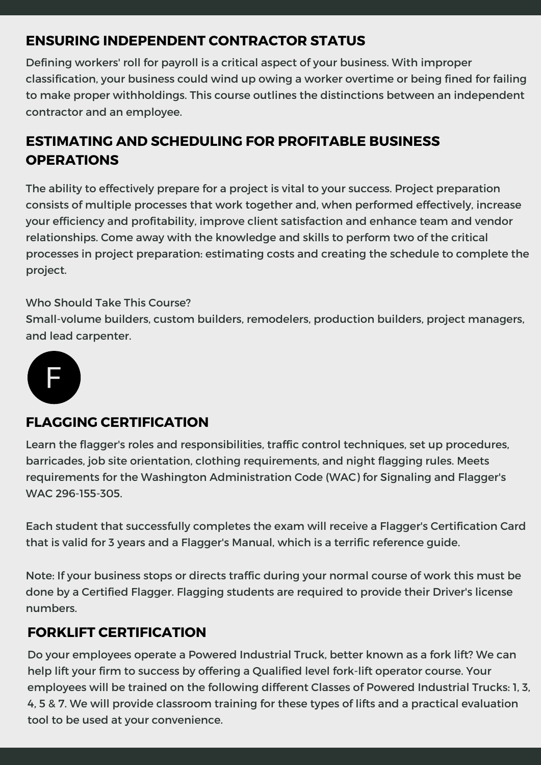## ENSURING INDEPENDENT CONTRACTOR STATUS

Defining workers' roll for payroll is a critical aspect of your business. With improper classification, your business could wind up owing a worker overtime or being fined for failing to make proper withholdings. This course outlines the distinctions between an independent contractor and an employee.

## ESTIMATING AND SCHEDULING FOR PROFITABLE BUSINESS OPERATIONS

The ability to effectively prepare for a project is vital to your success. Project preparation consists of multiple processes that work together and, when performed effectively, increase your efficiency and profitability, improve client satisfaction and enhance team and vendor relationships. Come away with the knowledge and skills to perform two of the critical processes in project preparation: estimating costs and creating the schedule to complete the project.

Who Should Take This Course?
Small-volume builders, custom builders, remodelers, production builders, project managers, and lead carpenter.

# F

## FLAGGING CERTIFICATION

Learn the flagger's roles and responsibilities, traffic control techniques, set up procedures, barricades, job site orientation, clothing requirements, and night flagging rules. Meets requirements for the Washington Administration Code (WAC) for Signaling and Flagger's WAC 296-155-305.

Each student that successfully completes the exam will receive a Flagger's Certification Card that is valid for 3 years and a Flagger's Manual, which is a terrific reference guide.

Note: If your business stops or directs traffic during your normal course of work this must be done by a Certified Flagger. Flagging students are required to provide their Driver's license numbers.

## FORKLIFT CERTIFICATION

Do your employees operate a Powered Industrial Truck, better known as a fork lift? We can help lift your firm to success by offering a Qualified level fork-lift operator course. Your employees will be trained on the following different Classes of Powered Industrial Trucks: 1, 3, 4, 5 & 7. We will provide classroom training for these types of lifts and a practical evaluation tool to be used at your convenience.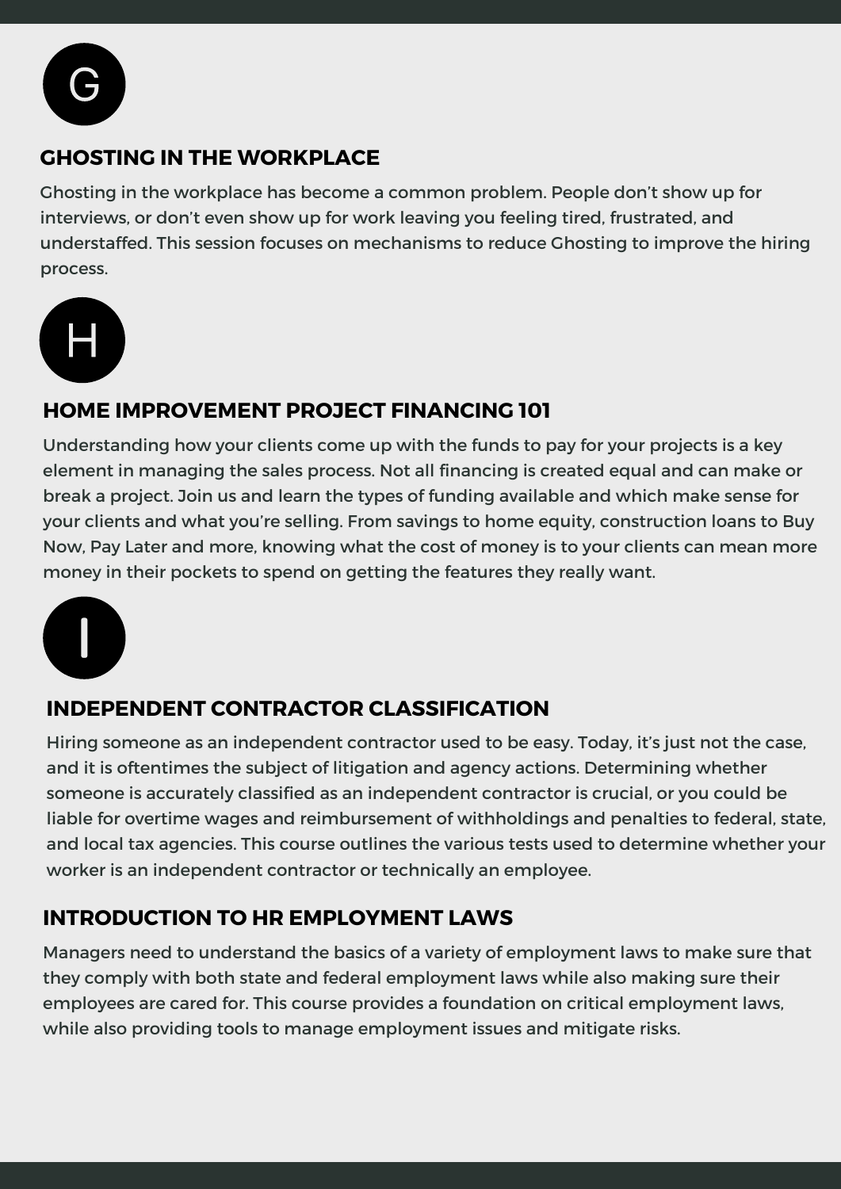# G

## GHOSTING IN THE WORKPLACE

Ghosting in the workplace has become a common problem. People don't show up for interviews, or don't even show up for work leaving you feeling tired, frustrated, and understaffed. This session focuses on mechanisms to reduce Ghosting to improve the hiring process.

# H

## HOME IMPROVEMENT PROJECT FINANCING 101

Understanding how your clients come up with the funds to pay for your projects is a key element in managing the sales process. Not all financing is created equal and can make or break a project. Join us and learn the types of funding available and which make sense for your clients and what you're selling. From savings to home equity, construction loans to Buy Now, Pay Later and more, knowing what the cost of money is to your clients can mean more money in their pockets to spend on getting the features they really want.

# I

## INDEPENDENT CONTRACTOR CLASSIFICATION

Hiring someone as an independent contractor used to be easy. Today, it's just not the case, and it is oftentimes the subject of litigation and agency actions. Determining whether someone is accurately classified as an independent contractor is crucial, or you could be liable for overtime wages and reimbursement of withholdings and penalties to federal, state, and local tax agencies. This course outlines the various tests used to determine whether your worker is an independent contractor or technically an employee.

## INTRODUCTION TO HR EMPLOYMENT LAWS

Managers need to understand the basics of a variety of employment laws to make sure that they comply with both state and federal employment laws while also making sure their employees are cared for. This course provides a foundation on critical employment laws, while also providing tools to manage employment issues and mitigate risks.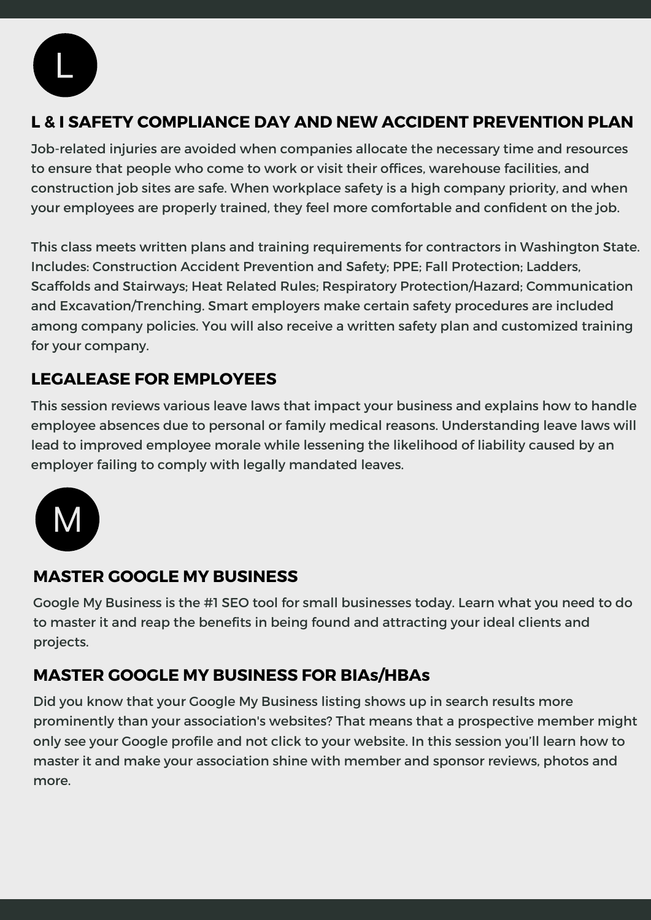# L

## L & I SAFETY COMPLIANCE DAY AND NEW ACCIDENT PREVENTION PLAN

Job-related injuries are avoided when companies allocate the necessary time and resources to ensure that people who come to work or visit their offices, warehouse facilities, and construction job sites are safe. When workplace safety is a high company priority, and when your employees are properly trained, they feel more comfortable and confident on the job.

This class meets written plans and training requirements for contractors in Washington State. Includes: Construction Accident Prevention and Safety; PPE; Fall Protection; Ladders, Scaffolds and Stairways; Heat Related Rules; Respiratory Protection/Hazard; Communication and Excavation/Trenching. Smart employers make certain safety procedures are included among company policies. You will also receive a written safety plan and customized training for your company.

## LEGALEASE FOR EMPLOYEES

This session reviews various leave laws that impact your business and explains how to handle employee absences due to personal or family medical reasons. Understanding leave laws will lead to improved employee morale while lessening the likelihood of liability caused by an employer failing to comply with legally mandated leaves.

# M

## MASTER GOOGLE MY BUSINESS

Google My Business is the #1 SEO tool for small businesses today. Learn what you need to do to master it and reap the benefits in being found and attracting your ideal clients and projects.

## MASTER GOOGLE MY BUSINESS FOR BIAs/HBAs

Did you know that your Google My Business listing shows up in search results more prominently than your association's websites? That means that a prospective member might only see your Google profile and not click to your website. In this session you'll learn how to master it and make your association shine with member and sponsor reviews, photos and more.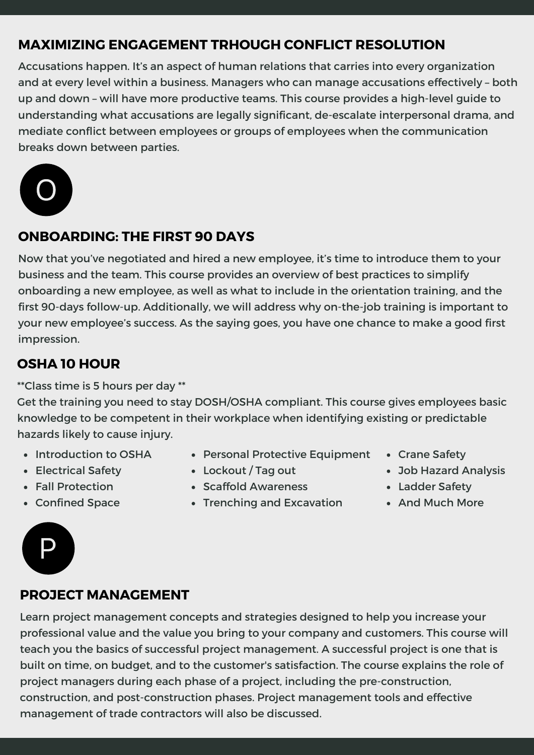## MAXIMIZING ENGAGEMENT TRHOUGH CONFLICT RESOLUTION

Accusations happen. It's an aspect of human relations that carries into every organization and at every level within a business. Managers who can manage accusations effectively – both up and down – will have more productive teams. This course provides a high-level guide to understanding what accusations are legally significant, de-escalate interpersonal drama, and mediate conflict between employees or groups of employees when the communication breaks down between parties.

# O

## ONBOARDING: THE FIRST 90 DAYS

Now that you've negotiated and hired a new employee, it's time to introduce them to your business and the team. This course provides an overview of best practices to simplify onboarding a new employee, as well as what to include in the orientation training, and the first 90-days follow-up. Additionally, we will address why on-the-job training is important to your new employee's success. As the saying goes, you have one chance to make a good first impression.

## OSHA 10 HOUR

**Class time is 5 hours per day **

Get the training you need to stay DOSH/OSHA compliant. This course gives employees basic knowledge to be competent in their workplace when identifying existing or predictable hazards likely to cause injury.

- Introduction to OSHA
- Electrical Safety
- Fall Protection
- Confined Space
- Personal Protective Equipment
- Lockout / Tag out
- Scaffold Awareness
- Trenching and Excavation
- Crane Safety
- Job Hazard Analysis
- Ladder Safety
- And Much More

# P

## PROJECT MANAGEMENT

Learn project management concepts and strategies designed to help you increase your professional value and the value you bring to your company and customers. This course will teach you the basics of successful project management. A successful project is one that is built on time, on budget, and to the customer's satisfaction. The course explains the role of project managers during each phase of a project, including the pre-construction, construction, and post-construction phases. Project management tools and effective management of trade contractors will also be discussed.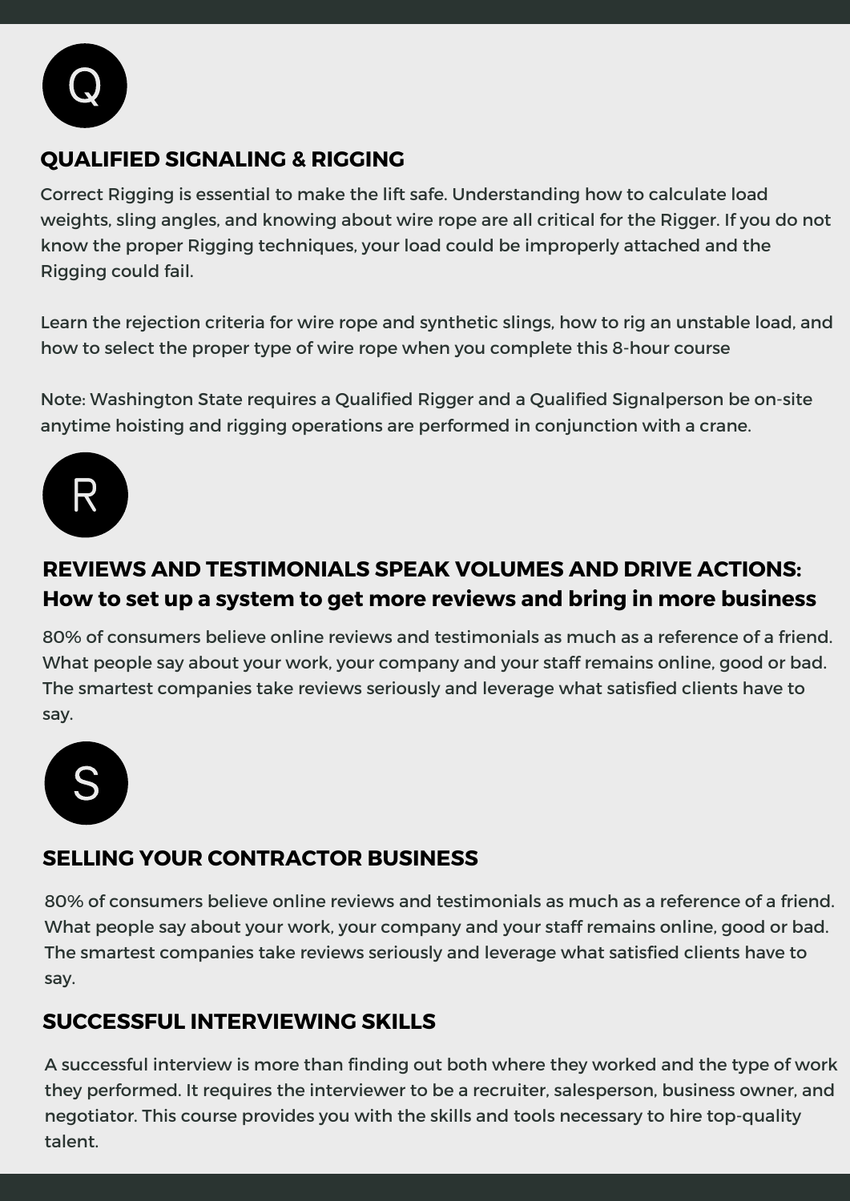# Q

## QUALIFIED SIGNALING & RIGGING

Correct Rigging is essential to make the lift safe. Understanding how to calculate load weights, sling angles, and knowing about wire rope are all critical for the Rigger. If you do not know the proper Rigging techniques, your load could be improperly attached and the Rigging could fail.

Learn the rejection criteria for wire rope and synthetic slings, how to rig an unstable load, and how to select the proper type of wire rope when you complete this 8-hour course

Note: Washington State requires a Qualified Rigger and a Qualified Signalperson be on-site anytime hoisting and rigging operations are performed in conjunction with a crane.

# R

## REVIEWS AND TESTIMONIALS SPEAK VOLUMES AND DRIVE ACTIONS: How to set up a system to get more reviews and bring in more business

80% of consumers believe online reviews and testimonials as much as a reference of a friend. What people say about your work, your company and your staff remains online, good or bad. The smartest companies take reviews seriously and leverage what satisfied clients have to say.

# S

## SELLING YOUR CONTRACTOR BUSINESS

80% of consumers believe online reviews and testimonials as much as a reference of a friend. What people say about your work, your company and your staff remains online, good or bad. The smartest companies take reviews seriously and leverage what satisfied clients have to say.

## SUCCESSFUL INTERVIEWING SKILLS

A successful interview is more than finding out both where they worked and the type of work they performed. It requires the interviewer to be a recruiter, salesperson, business owner, and negotiator. This course provides you with the skills and tools necessary to hire top-quality talent.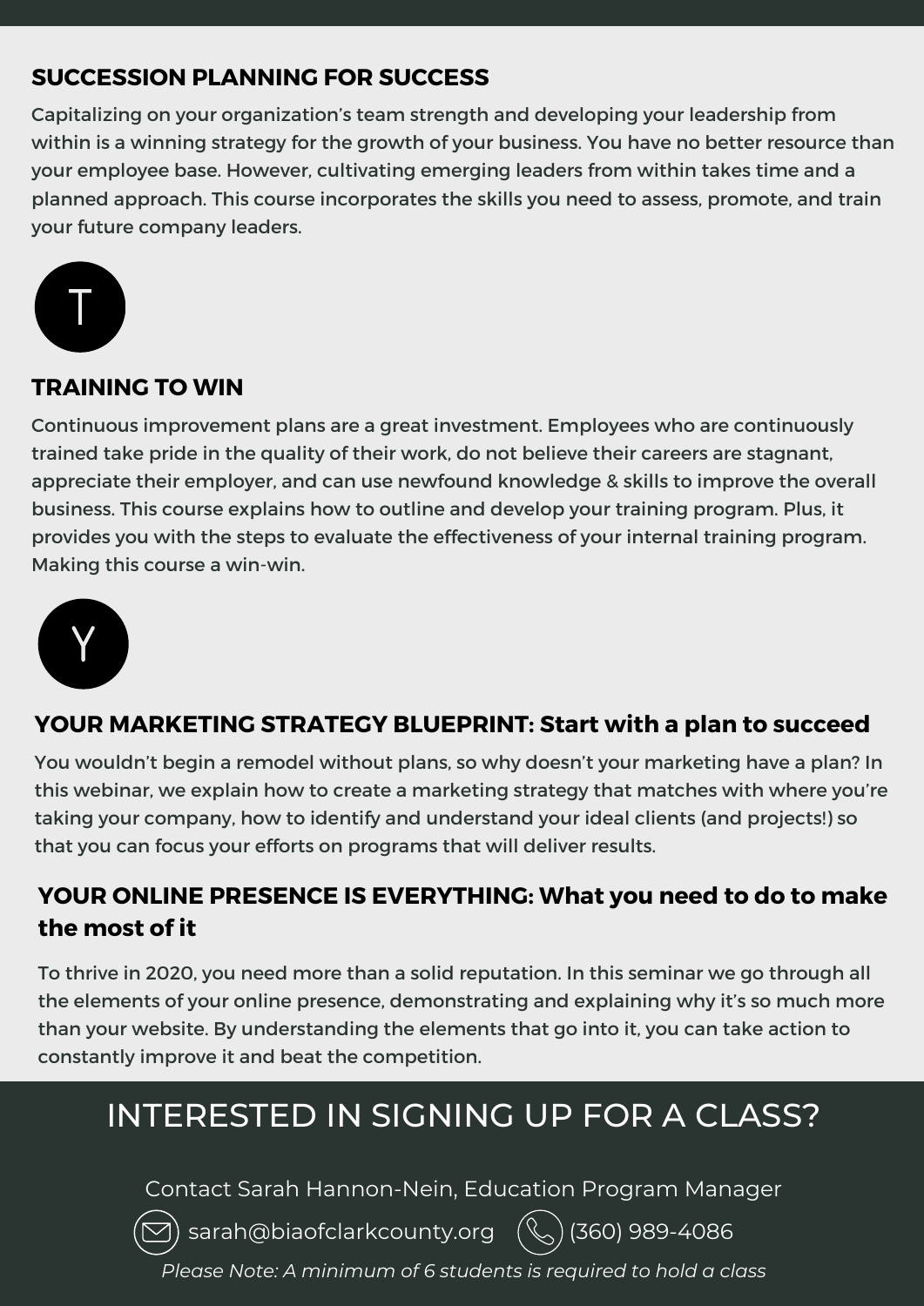## SUCCESSION PLANNING FOR SUCCESS

Capitalizing on your organization's team strength and developing your leadership from within is a winning strategy for the growth of your business. You have no better resource than your employee base. However, cultivating emerging leaders from within takes time and a planned approach. This course incorporates the skills you need to assess, promote, and train your future company leaders.

T

## TRAINING TO WIN

Continuous improvement plans are a great investment. Employees who are continuously trained take pride in the quality of their work, do not believe their careers are stagnant, appreciate their employer, and can use newfound knowledge & skills to improve the overall business. This course explains how to outline and develop your training program. Plus, it provides you with the steps to evaluate the effectiveness of your internal training program. Making this course a win-win.

Y

## YOUR MARKETING STRATEGY BLUEPRINT: Start with a plan to succeed

You wouldn't begin a remodel without plans, so why doesn't your marketing have a plan? In this webinar, we explain how to create a marketing strategy that matches with where you're taking your company, how to identify and understand your ideal clients (and projects!) so that you can focus your efforts on programs that will deliver results.

## YOUR ONLINE PRESENCE IS EVERYTHING: What you need to do to make the most of it

To thrive in 2020, you need more than a solid reputation. In this seminar we go through all the elements of your online presence, demonstrating and explaining why it's so much more than your website. By understanding the elements that go into it, you can take action to constantly improve it and beat the competition.

# INTERESTED IN SIGNING UP FOR A CLASS?

Contact Sarah Hannon-Nein, Education Program Manager

sarah@biaofclarkcounty.org (360) 989-4086

*Please Note: A minimum of 6 students is required to hold a class*